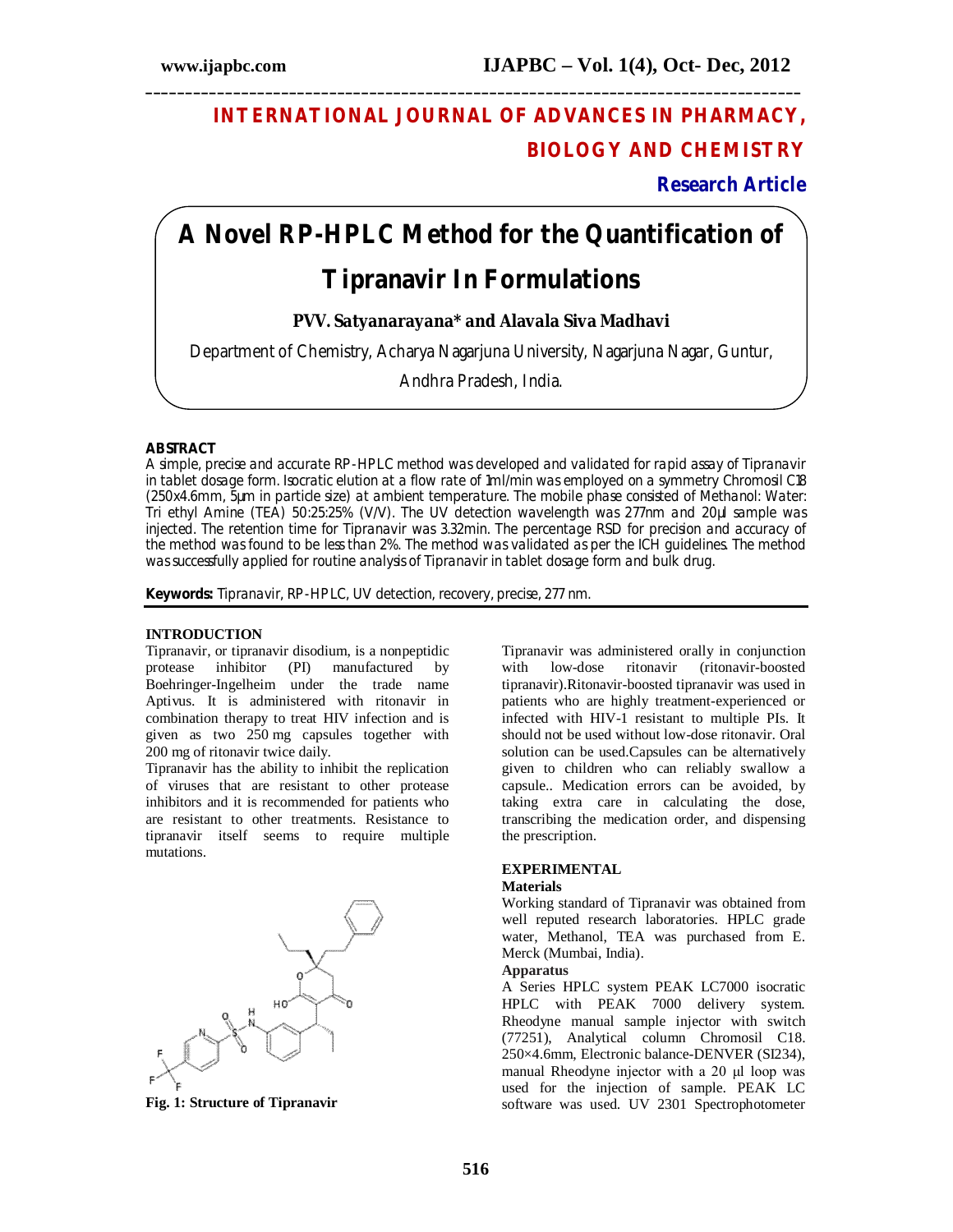# INTERNATIONAL JOURNAL OF ADVANCES IN PHARMACY, BIOLOGY AND CHEMISTRY

**Research Article**

# A Novel RP-HPLC Method for the Quantification of Tipranavir In Formulations

**PVV. Satyanarayana* and Alavala Siva Madhavi**

Department of Chemistry, Acharya Nagarjuna University, Nagarjuna Nagar, Guntur, Andhra Pradesh, India.

## ABSTRACT

A simple, precise and accurate RP-HPLC method was developed and validated for rapid assay of Tipranavir in tablet dosage form. Isocratic elution at a flow rate of 1ml/min was employed on a symmetry Chromosil C18 (250x4.6mm, 5µm in particle size) at ambient temperature. The mobile phase consisted of Methanol: Water: Tri ethyl Amine (TEA) 50:25:25% (V/V). The UV detection wavelength was 277nm and 20µl sample was injected. The retention time for Tipranavir was 3.32min. The percentage RSD for precision and accuracy of the method was found to be less than 2%. The method was validated as per the ICH guidelines. The method was successfully applied for routine analysis of Tipranavir in tablet dosage form and bulk drug.

**Keywords:** Tipranavir, RP-HPLC, UV detection, recovery, precise, 277 nm.

## INTRODUCTION

Tipranavir, or tipranavir disodium, is a nonpeptidic protease inhibitor (PI) manufactured by Boehringer-Ingelheim under the trade name Aptivus. It is administered with ritonavir in combination therapy to treat HIV infection and is given as two 250 mg capsules together with 200 mg of ritonavir twice daily.

Tipranavir has the ability to inhibit the replication of viruses that are resistant to other protease inhibitors and it is recommended for patients who are resistant to other treatments. Resistance to tipranavir itself seems to require multiple mutations.

**Fig. 1: Structure of Tipranavir**

Tipranavir was administered orally in conjunction with low-dose ritonavir (ritonavir-boosted tipranavir).Ritonavir-boosted tipranavir was used in patients who are highly treatment-experienced or infected with HIV-1 resistant to multiple PIs. It should not be used without low-dose ritonavir. Oral solution can be used.Capsules can be alternatively given to children who can reliably swallow a capsule.. Medication errors can be avoided, by taking extra care in calculating the dose, transcribing the medication order, and dispensing the prescription.

## EXPERIMENTAL

### Materials

Working standard of Tipranavir was obtained from well reputed research laboratories. HPLC grade water, Methanol, TEA was purchased from E. Merck (Mumbai, India).

### Apparatus

A Series HPLC system PEAK LC7000 isocratic HPLC with PEAK 7000 delivery system. Rheodyne manual sample injector with switch (77251), Analytical column Chromosil C18. 250×4.6mm, Electronic balance-DENVER (SI234), manual Rheodyne injector with a 20 µl loop was used for the injection of sample. PEAK LC software was used. UV 2301 Spectrophotometer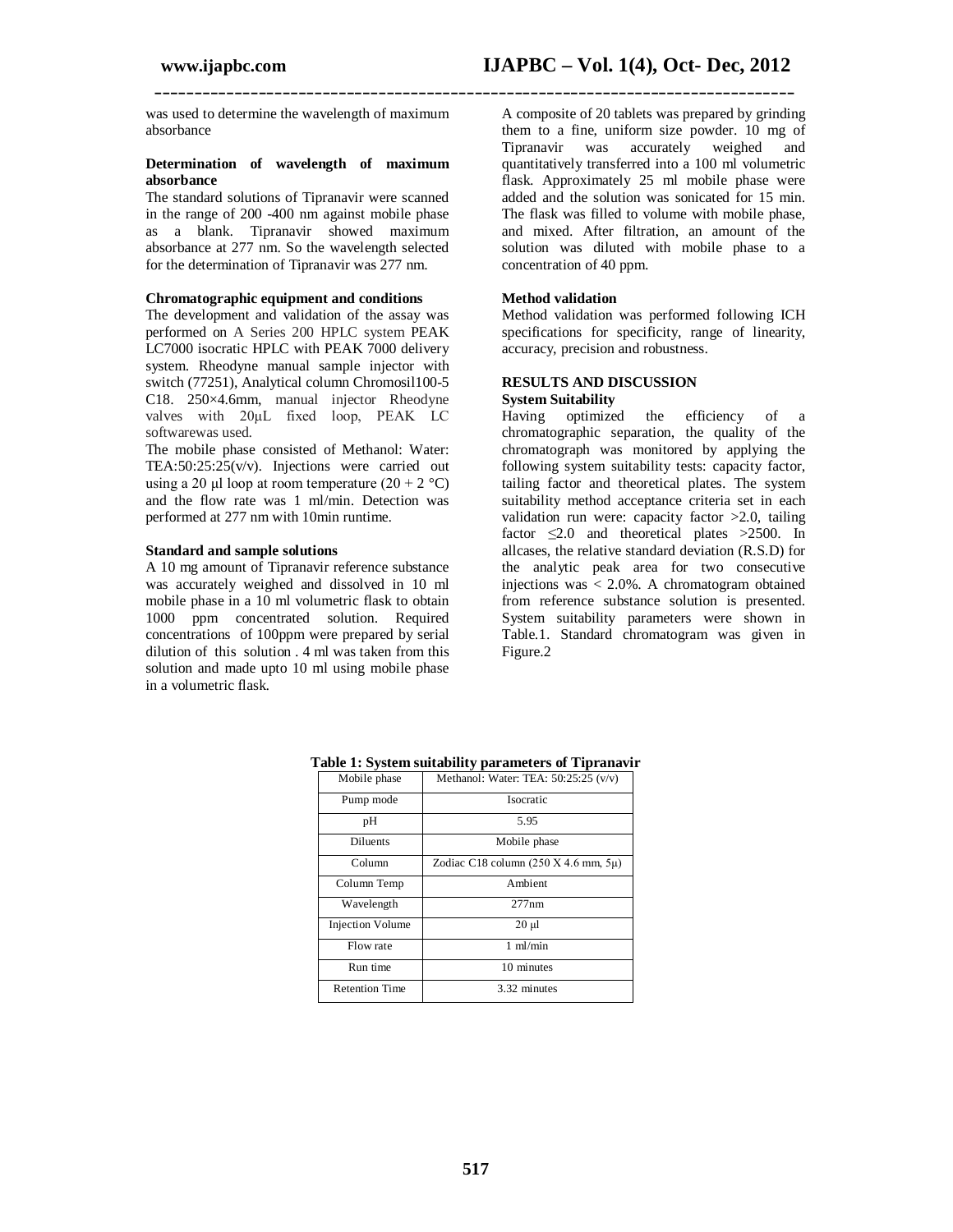was used to determine the wavelength of maximum absorbance

**Determination of wavelength of maximum absorbance**

The standard solutions of Tipranavir were scanned in the range of 200 -400 nm against mobile phase as a blank. Tipranavir showed maximum absorbance at 277 nm. So the wavelength selected for the determination of Tipranavir was 277 nm.

**Chromatographic equipment and conditions**

The development and validation of the assay was performed on A Series 200 HPLC system PEAK LC7000 isocratic HPLC with PEAK 7000 delivery system. Rheodyne manual sample injector with switch (77251), Analytical column Chromosil100-5 C18. 250×4.6mm, manual injector Rheodyne valves with 20μL fixed loop, PEAK LC softwarewas used.

The mobile phase consisted of Methanol: Water: TEA:50:25:25(v/v). Injections were carried out using a 20 μl loop at room temperature (20 + 2 °C) and the flow rate was 1 ml/min. Detection was performed at 277 nm with 10min runtime.

**Standard and sample solutions**

A 10 mg amount of Tipranavir reference substance was accurately weighed and dissolved in 10 ml mobile phase in a 10 ml volumetric flask to obtain 1000 ppm concentrated solution. Required concentrations of 100ppm were prepared by serial dilution of this solution . 4 ml was taken from this solution and made upto 10 ml using mobile phase in a volumetric flask.

A composite of 20 tablets was prepared by grinding them to a fine, uniform size powder. 10 mg of Tipranavir was accurately weighed and quantitatively transferred into a 100 ml volumetric flask. Approximately 25 ml mobile phase were added and the solution was sonicated for 15 min. The flask was filled to volume with mobile phase, and mixed. After filtration, an amount of the solution was diluted with mobile phase to a concentration of 40 ppm.

**Method validation**

Method validation was performed following ICH specifications for specificity, range of linearity, accuracy, precision and robustness.

**RESULTS AND DISCUSSION**

**System Suitability**

Having optimized the efficiency of a chromatographic separation, the quality of the chromatograph was monitored by applying the following system suitability tests: capacity factor, tailing factor and theoretical plates. The system suitability method acceptance criteria set in each validation run were: capacity factor >2.0, tailing factor ≤2.0 and theoretical plates >2500. In allcases, the relative standard deviation (R.S.D) for the analytic peak area for two consecutive injections was < 2.0%. A chromatogram obtained from reference substance solution is presented. System suitability parameters were shown in Table.1. Standard chromatogram was given in Figure.2

**Table 1: System suitability parameters of Tipranavir**

| Mobile phase | Methanol: Water: TEA: 50:25:25 (v/v) |
|---|---|
| Pump mode | Isocratic |
| pH | 5.95 |
| Diluents | Mobile phase |
| Column | Zodiac C18 column (250 X 4.6 mm, 5μ) |
| Column Temp | Ambient |
| Wavelength | 277nm |
| Injection Volume | 20 μl |
| Flow rate | 1 ml/min |
| Run time | 10 minutes |
| Retention Time | 3.32 minutes |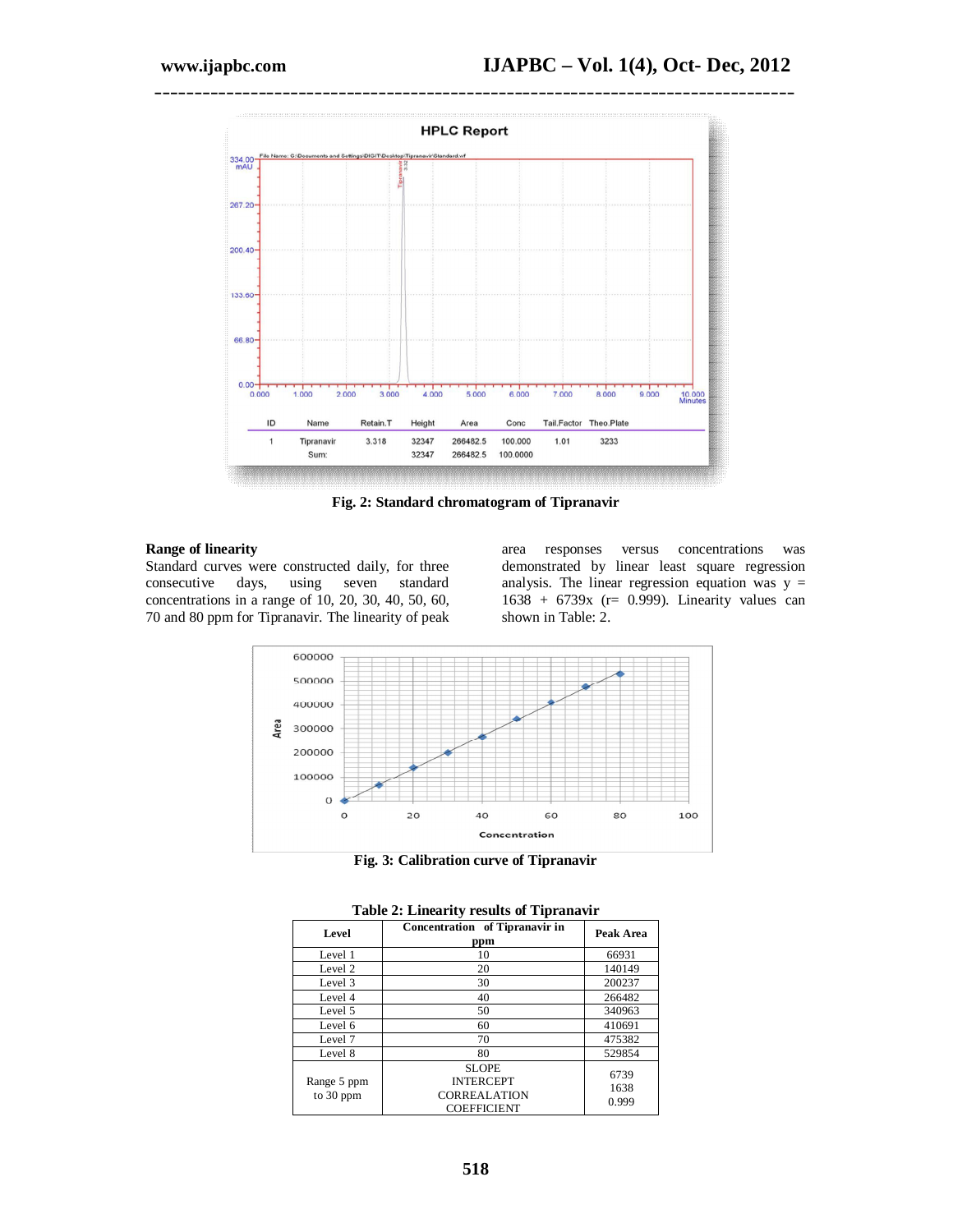Fig. 2: Standard chromatogram of Tipranavir

### Range of linearity

Standard curves were constructed daily, for three consecutive days, using seven standard concentrations in a range of 10, 20, 30, 40, 50, 60, 70 and 80 ppm for Tipranavir. The linearity of peak area responses versus concentrations was demonstrated by linear least square regression analysis. The linear regression equation was y = 1638 + 6739x (r= 0.999). Linearity values can shown in Table: 2.

Fig. 3: Calibration curve of Tipranavir

**Table 2: Linearity results of Tipranavir**

| Level | Concentration of Tipranavir in ppm | Peak Area |
|---|---|---|
| Level 1 | 10 | 66931 |
| Level 2 | 20 | 140149 |
| Level 3 | 30 | 200237 |
| Level 4 | 40 | 266482 |
| Level 5 | 50 | 340963 |
| Level 6 | 60 | 410691 |
| Level 7 | 70 | 475382 |
| Level 8 | 80 | 529854 |
| Range 5 ppm to 30 ppm | SLOPE<br>INTERCEPT<br>CORREALATION COEFFICIENT | 6739<br>1638<br>0.999 |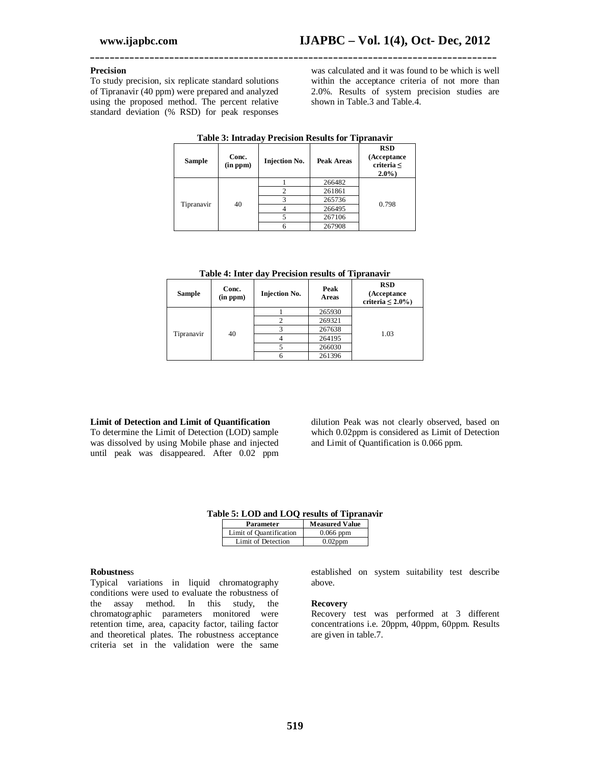### Precision

To study precision, six replicate standard solutions of Tipranavir (40 ppm) were prepared and analyzed using the proposed method. The percent relative standard deviation (% RSD) for peak responses was calculated and it was found to be which is well within the acceptance criteria of not more than 2.0%. Results of system precision studies are shown in Table.3 and Table.4.

**Table 3: Intraday Precision Results for Tipranavir**

| Sample | Conc. (in ppm) | Injection No. | Peak Areas | RSD (Acceptance criteria ≤ 2.0%) |
|---|---|---|---|---|
| Tipranavir | 40 | 1 | 266482 | 0.798 |
| | | 2 | 261861 | |
| | | 3 | 265736 | |
| | | 4 | 266495 | |
| | | 5 | 267106 | |
| | | 6 | 267908 | |

**Table 4: Inter day Precision results of Tipranavir**

| Sample | Conc. (in ppm) | Injection No. | Peak Areas | RSD (Acceptance criteria ≤ 2.0%) |
|---|---|---|---|---|
| Tipranavir | 40 | 1 | 265930 | 1.03 |
| | | 2 | 269321 | |
| | | 3 | 267638 | |
| | | 4 | 264195 | |
| | | 5 | 266030 | |
| | | 6 | 261396 | |

### Limit of Detection and Limit of Quantification

To determine the Limit of Detection (LOD) sample was dissolved by using Mobile phase and injected until peak was disappeared. After 0.02 ppm dilution Peak was not clearly observed, based on which 0.02ppm is considered as Limit of Detection and Limit of Quantification is 0.066 ppm.

**Table 5: LOD and LOQ results of Tipranavir**

| Parameter | Measured Value |
|---|---|
| Limit of Quantification | 0.066 ppm |
| Limit of Detection | 0.02ppm |

### Robustness

Typical variations in liquid chromatography conditions were used to evaluate the robustness of the assay method. In this study, the chromatographic parameters monitored were retention time, area, capacity factor, tailing factor and theoretical plates. The robustness acceptance criteria set in the validation were the same established on system suitability test describe above.

### Recovery

Recovery test was performed at 3 different concentrations i.e. 20ppm, 40ppm, 60ppm. Results are given in table.7.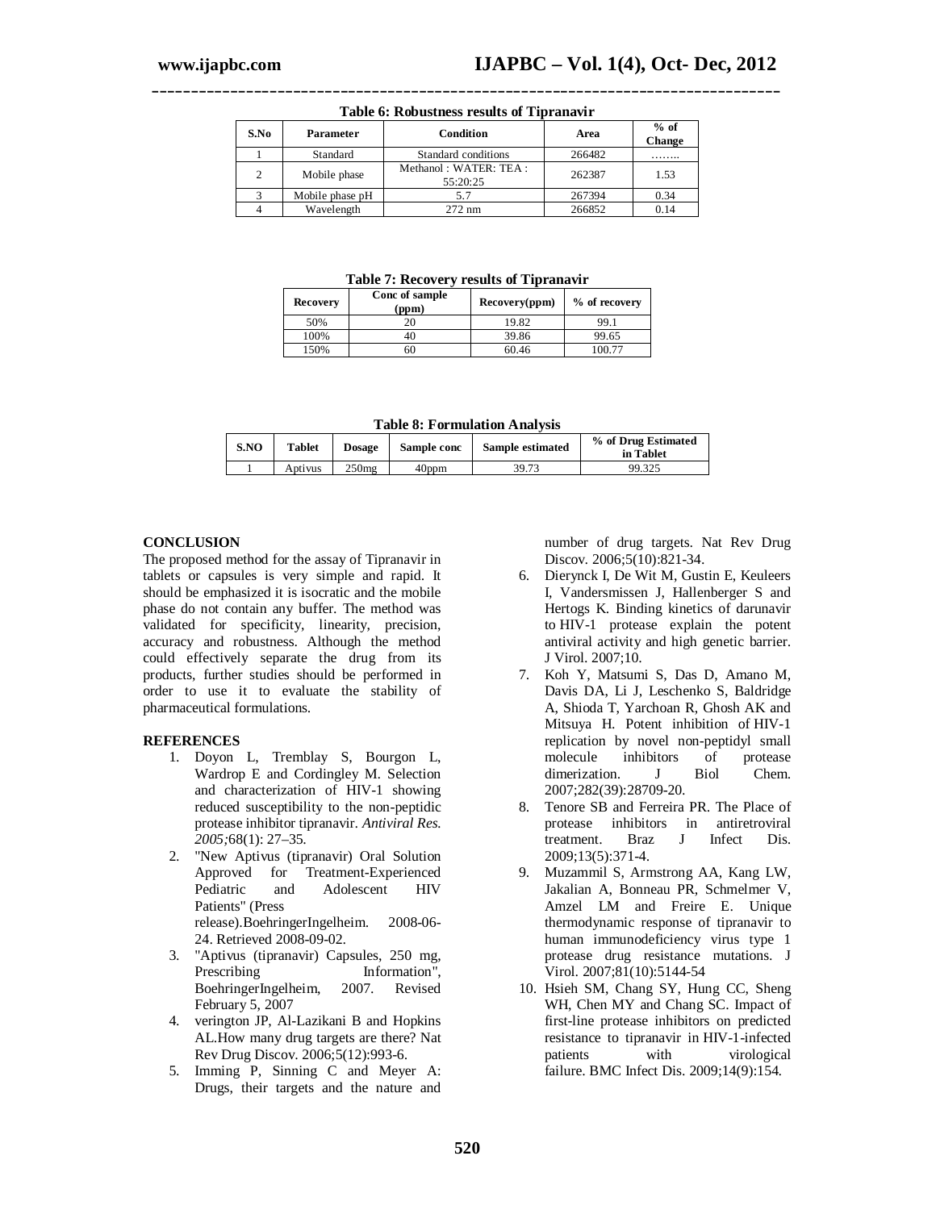**Table 6: Robustness results of Tipranavir**

| S.No | Parameter | Condition | Area | % of Change |
|---|---|---|---|---|
| 1 | Standard | Standard conditions | 266482 | …….. |
| 2 | Mobile phase | Methanol : WATER: TEA : 55:20:25 | 262387 | 1.53 |
| 3 | Mobile phase pH | 5.7 | 267394 | 0.34 |
| 4 | Wavelength | 272 nm | 266852 | 0.14 |

**Table 7: Recovery results of Tipranavir**

| Recovery | Conc of sample (ppm) | Recovery(ppm) | % of recovery |
|---|---|---|---|
| 50% | 20 | 19.82 | 99.1 |
| 100% | 40 | 39.86 | 99.65 |
| 150% | 60 | 60.46 | 100.77 |

**Table 8: Formulation Analysis**

| S.NO | Tablet | Dosage | Sample conc | Sample estimated | % of Drug Estimated in Tablet |
|---|---|---|---|---|---|
| 1 | Aptivus | 250mg | 40ppm | 39.73 | 99.325 |

## CONCLUSION

The proposed method for the assay of Tipranavir in tablets or capsules is very simple and rapid. It should be emphasized it is isocratic and the mobile phase do not contain any buffer. The method was validated for specificity, linearity, precision, accuracy and robustness. Although the method could effectively separate the drug from its products, further studies should be performed in order to use it to evaluate the stability of pharmaceutical formulations.

## REFERENCES

1. Doyon L, Tremblay S, Bourgon L, Wardrop E and Cordingley M. Selection and characterization of HIV-1 showing reduced susceptibility to the non-peptidic protease inhibitor tipranavir. *Antiviral Res. 2005;*68(1): 27–35.
2. "New Aptivus (tipranavir) Oral Solution Approved for Treatment-Experienced Pediatric and Adolescent HIV Patients" (Press release).BoehringerIngelheim. 2008-06-24. Retrieved 2008-09-02.
3. "Aptivus (tipranavir) Capsules, 250 mg, Prescribing Information", BoehringerIngelheim, 2007. Revised February 5, 2007
4. verington JP, Al-Lazikani B and Hopkins AL.How many drug targets are there? Nat Rev Drug Discov. 2006;5(12):993-6.
5. Imming P, Sinning C and Meyer A: Drugs, their targets and the nature and number of drug targets. Nat Rev Drug Discov. 2006;5(10):821-34.
6. Dierynck I, De Wit M, Gustin E, Keuleers I, Vandersmissen J, Hallenberger S and Hertogs K. Binding kinetics of darunavir to HIV-1 protease explain the potent antiviral activity and high genetic barrier. J Virol. 2007;10.
7. Koh Y, Matsumi S, Das D, Amano M, Davis DA, Li J, Leschenko S, Baldridge A, Shioda T, Yarchoan R, Ghosh AK and Mitsuya H. Potent inhibition of HIV-1 replication by novel non-peptidyl small molecule inhibitors of protease dimerization. J Biol Chem. 2007;282(39):28709-20.
8. Tenore SB and Ferreira PR. The Place of protease inhibitors in antiretroviral treatment. Braz J Infect Dis. 2009;13(5):371-4.
9. Muzammil S, Armstrong AA, Kang LW, Jakalian A, Bonneau PR, Schmelmer V, Amzel LM and Freire E. Unique thermodynamic response of tipranavir to human immunodeficiency virus type 1 protease drug resistance mutations. J Virol. 2007;81(10):5144-54
10. Hsieh SM, Chang SY, Hung CC, Sheng WH, Chen MY and Chang SC. Impact of first-line protease inhibitors on predicted resistance to tipranavir in HIV-1-infected patients with virological failure. BMC Infect Dis. 2009;14(9):154.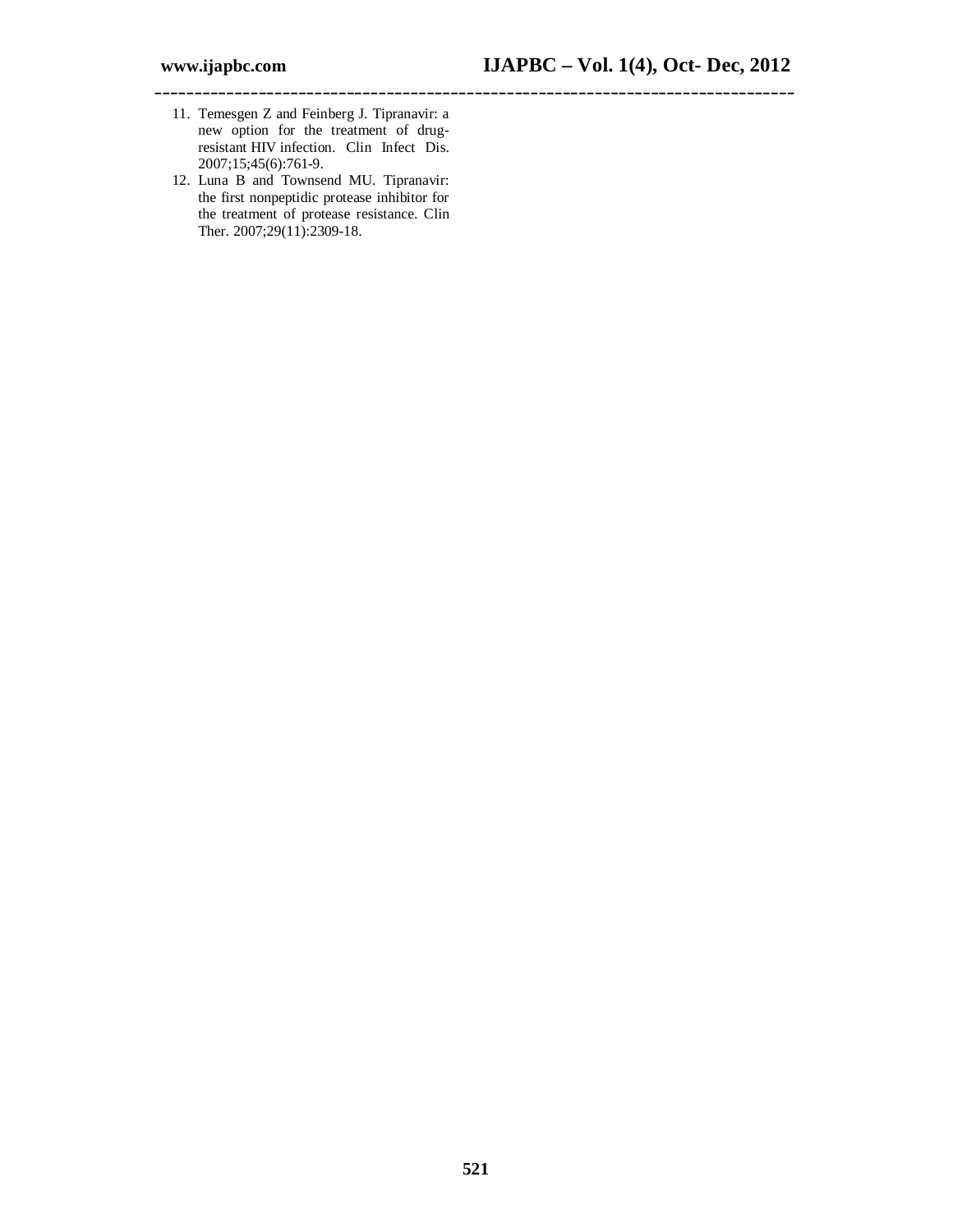11. Temesgen Z and Feinberg J. Tipranavir: a new option for the treatment of drug-resistant HIV infection. Clin Infect Dis. 2007;15;45(6):761-9.
12. Luna B and Townsend MU. Tipranavir: the first nonpeptidic protease inhibitor for the treatment of protease resistance. Clin Ther. 2007;29(11):2309-18.